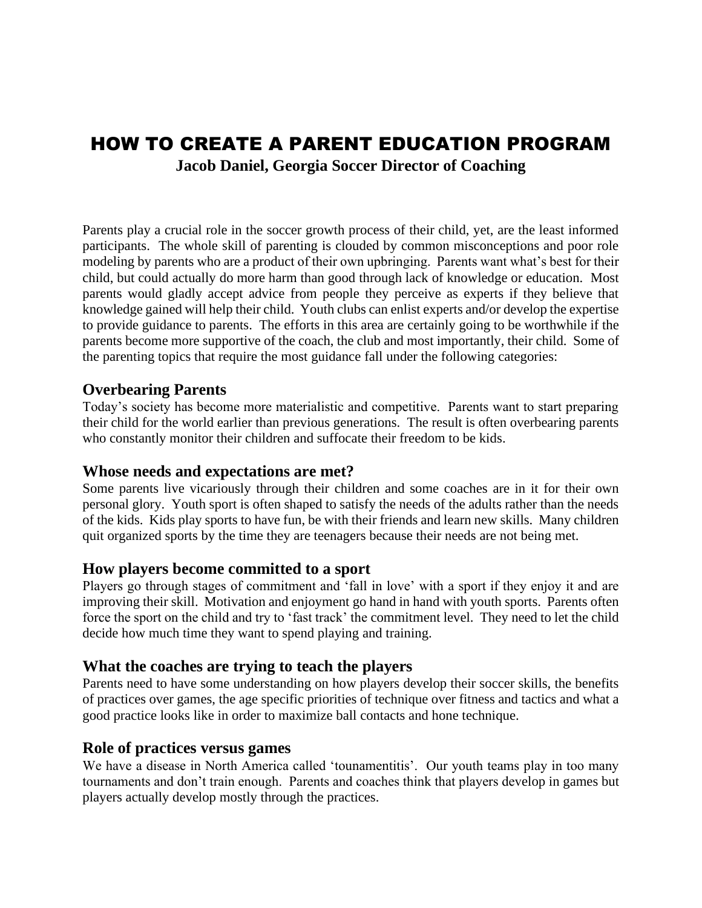# HOW TO CREATE A PARENT EDUCATION PROGRAM

**Jacob Daniel, Georgia Soccer Director of Coaching**

Parents play a crucial role in the soccer growth process of their child, yet, are the least informed participants. The whole skill of parenting is clouded by common misconceptions and poor role modeling by parents who are a product of their own upbringing. Parents want what's best for their child, but could actually do more harm than good through lack of knowledge or education. Most parents would gladly accept advice from people they perceive as experts if they believe that knowledge gained will help their child. Youth clubs can enlist experts and/or develop the expertise to provide guidance to parents. The efforts in this area are certainly going to be worthwhile if the parents become more supportive of the coach, the club and most importantly, their child. Some of the parenting topics that require the most guidance fall under the following categories:

## Overbearing Parents

Today's society has become more materialistic and competitive. Parents want to start preparing their child for the world earlier than previous generations. The result is often overbearing parents who constantly monitor their children and suffocate their freedom to be kids.

## Whose needs and expectations are met?

Some parents live vicariously through their children and some coaches are in it for their own personal glory. Youth sport is often shaped to satisfy the needs of the adults rather than the needs of the kids. Kids play sports to have fun, be with their friends and learn new skills. Many children quit organized sports by the time they are teenagers because their needs are not being met.

## How players become committed to a sport

Players go through stages of commitment and 'fall in love' with a sport if they enjoy it and are improving their skill. Motivation and enjoyment go hand in hand with youth sports. Parents often force the sport on the child and try to 'fast track' the commitment level. They need to let the child decide how much time they want to spend playing and training.

## What the coaches are trying to teach the players

Parents need to have some understanding on how players develop their soccer skills, the benefits of practices over games, the age specific priorities of technique over fitness and tactics and what a good practice looks like in order to maximize ball contacts and hone technique.

## Role of practices versus games

We have a disease in North America called 'tounamentitis'. Our youth teams play in too many tournaments and don't train enough. Parents and coaches think that players develop in games but players actually develop mostly through the practices.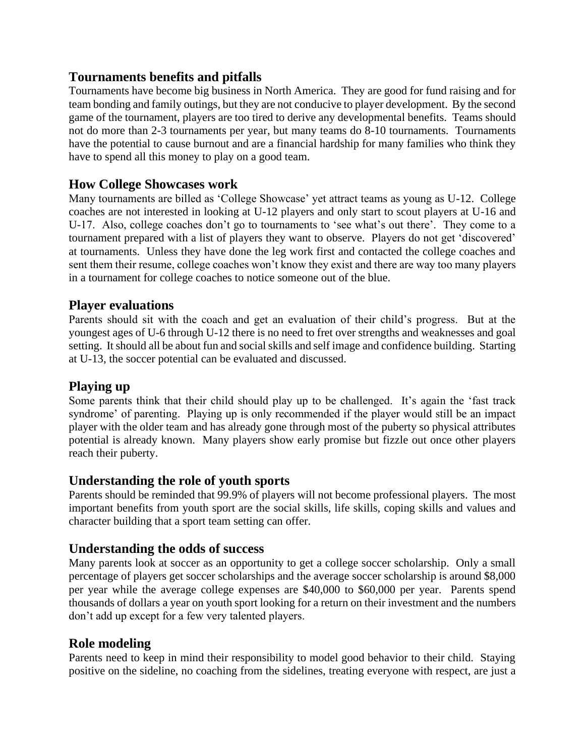## Tournaments benefits and pitfalls

Tournaments have become big business in North America. They are good for fund raising and for team bonding and family outings, but they are not conducive to player development. By the second game of the tournament, players are too tired to derive any developmental benefits. Teams should not do more than 2-3 tournaments per year, but many teams do 8-10 tournaments. Tournaments have the potential to cause burnout and are a financial hardship for many families who think they have to spend all this money to play on a good team.

## How College Showcases work

Many tournaments are billed as 'College Showcase' yet attract teams as young as U-12. College coaches are not interested in looking at U-12 players and only start to scout players at U-16 and U-17. Also, college coaches don't go to tournaments to 'see what's out there'. They come to a tournament prepared with a list of players they want to observe. Players do not get 'discovered' at tournaments. Unless they have done the leg work first and contacted the college coaches and sent them their resume, college coaches won't know they exist and there are way too many players in a tournament for college coaches to notice someone out of the blue.

## Player evaluations

Parents should sit with the coach and get an evaluation of their child's progress. But at the youngest ages of U-6 through U-12 there is no need to fret over strengths and weaknesses and goal setting. It should all be about fun and social skills and self image and confidence building. Starting at U-13, the soccer potential can be evaluated and discussed.

## Playing up

Some parents think that their child should play up to be challenged. It's again the 'fast track syndrome' of parenting. Playing up is only recommended if the player would still be an impact player with the older team and has already gone through most of the puberty so physical attributes potential is already known. Many players show early promise but fizzle out once other players reach their puberty.

## Understanding the role of youth sports

Parents should be reminded that 99.9% of players will not become professional players. The most important benefits from youth sport are the social skills, life skills, coping skills and values and character building that a sport team setting can offer.

## Understanding the odds of success

Many parents look at soccer as an opportunity to get a college soccer scholarship. Only a small percentage of players get soccer scholarships and the average soccer scholarship is around $8,000 per year while the average college expenses are $40,000 to $60,000 per year. Parents spend thousands of dollars a year on youth sport looking for a return on their investment and the numbers don't add up except for a few very talented players.

## Role modeling

Parents need to keep in mind their responsibility to model good behavior to their child. Staying positive on the sideline, no coaching from the sidelines, treating everyone with respect, are just a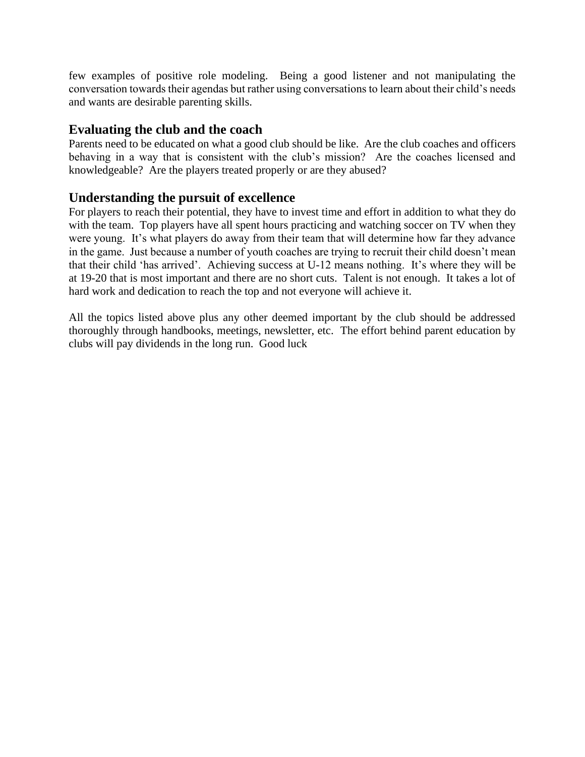few examples of positive role modeling. Being a good listener and not manipulating the conversation towards their agendas but rather using conversations to learn about their child's needs and wants are desirable parenting skills.

## Evaluating the club and the coach

Parents need to be educated on what a good club should be like. Are the club coaches and officers behaving in a way that is consistent with the club's mission? Are the coaches licensed and knowledgeable? Are the players treated properly or are they abused?

## Understanding the pursuit of excellence

For players to reach their potential, they have to invest time and effort in addition to what they do with the team. Top players have all spent hours practicing and watching soccer on TV when they were young. It's what players do away from their team that will determine how far they advance in the game. Just because a number of youth coaches are trying to recruit their child doesn't mean that their child 'has arrived'. Achieving success at U-12 means nothing. It's where they will be at 19-20 that is most important and there are no short cuts. Talent is not enough. It takes a lot of hard work and dedication to reach the top and not everyone will achieve it.

All the topics listed above plus any other deemed important by the club should be addressed thoroughly through handbooks, meetings, newsletter, etc. The effort behind parent education by clubs will pay dividends in the long run. Good luck